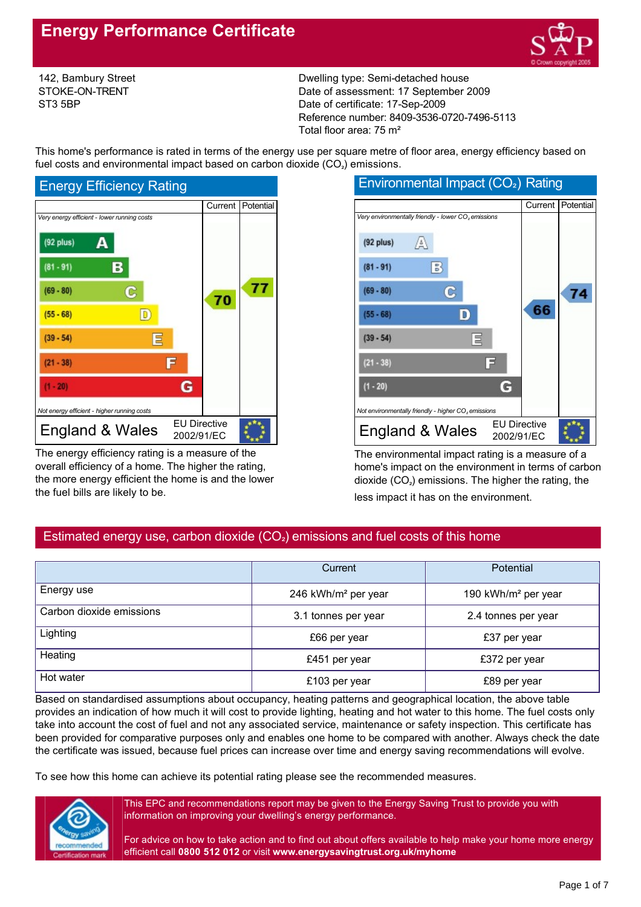# Energy Performance Certificate

142, Bambury Street
STOKE-ON-TRENT
ST3 5BP

Dwelling type: Semi-detached house
Date of assessment: 17 September 2009
Date of certificate: 17-Sep-2009
Reference number: 8409-3536-0720-7496-5113
Total floor area: 75 m²

This home's performance is rated in terms of the energy use per square metre of floor area, energy efficiency based on fuel costs and environmental impact based on carbon dioxide ($CO_2$) emissions.

## Energy Efficiency Rating

*Very energy efficient - lower running costs*

| Rating | Current | Potential |
|---|---|---|
| (92 plus) A | | |
| (81 - 91) B | | |
| (69 - 80) C | 70 | 77 |
| (55 - 68) D | | |
| (39 - 54) E | | |
| (21 - 38) F | | |
| (1 - 20) G | | |

*Not energy efficient - higher running costs*

England & Wales — EU Directive 2002/91/EC

The energy efficiency rating is a measure of the overall efficiency of a home. The higher the rating, the more energy efficient the home is and the lower the fuel bills are likely to be.

## Environmental Impact ($CO_2$) Rating

*Very environmentally friendly - lower $CO_2$ emissions*

| Rating | Current | Potential |
|---|---|---|
| (92 plus) A | | |
| (81 - 91) B | | |
| (69 - 80) C | | 74 |
| (55 - 68) D | 66 | |
| (39 - 54) E | | |
| (21 - 38) F | | |
| (1 - 20) G | | |

*Not environmentally friendly - higher $CO_2$ emissions*

England & Wales — EU Directive 2002/91/EC

The environmental impact rating is a measure of a home's impact on the environment in terms of carbon dioxide ($CO_2$) emissions. The higher the rating, the less impact it has on the environment.

## Estimated energy use, carbon dioxide ($CO_2$) emissions and fuel costs of this home

| | Current | Potential |
|---|---|---|
| Energy use | 246 kWh/m² per year | 190 kWh/m² per year |
| Carbon dioxide emissions | 3.1 tonnes per year | 2.4 tonnes per year |
| Lighting | £66 per year | £37 per year |
| Heating | £451 per year | £372 per year |
| Hot water | £103 per year | £89 per year |

Based on standardised assumptions about occupancy, heating patterns and geographical location, the above table provides an indication of how much it will cost to provide lighting, heating and hot water to this home. The fuel costs only take into account the cost of fuel and not any associated service, maintenance or safety inspection. This certificate has been provided for comparative purposes only and enables one home to be compared with another. Always check the date the certificate was issued, because fuel prices can increase over time and energy saving recommendations will evolve.

To see how this home can achieve its potential rating please see the recommended measures.

This EPC and recommendations report may be given to the Energy Saving Trust to provide you with information on improving your dwelling's energy performance.

For advice on how to take action and to find out about offers available to help make your home more energy efficient call **0800 512 012** or visit **www.energysavingtrust.org.uk/myhome**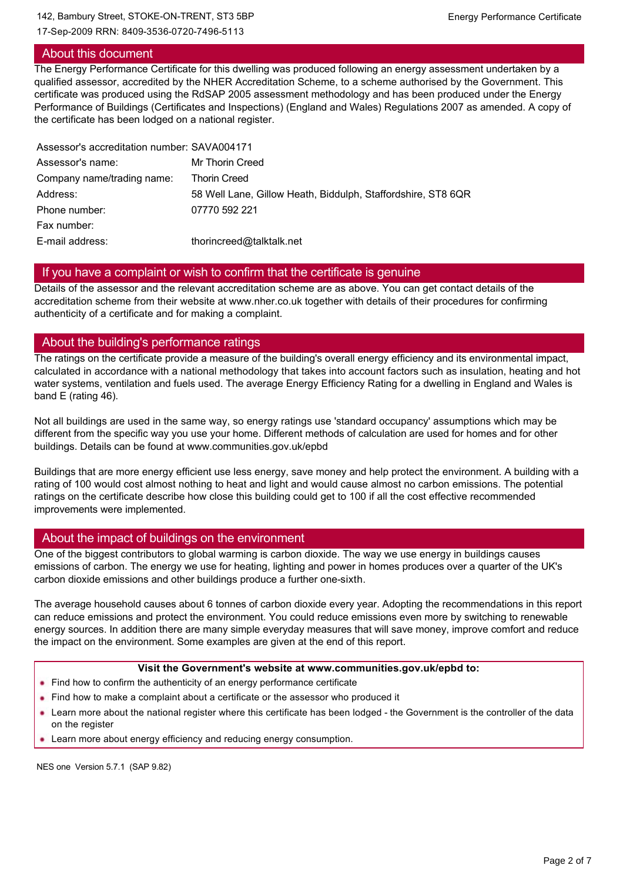142, Bambury Street, STOKE-ON-TRENT, ST3 5BP
17-Sep-2009 RRN: 8409-3536-0720-7496-5113

Energy Performance Certificate

## About this document

The Energy Performance Certificate for this dwelling was produced following an energy assessment undertaken by a qualified assessor, accredited by the NHER Accreditation Scheme, to a scheme authorised by the Government. This certificate was produced using the RdSAP 2005 assessment methodology and has been produced under the Energy Performance of Buildings (Certificates and Inspections) (England and Wales) Regulations 2007 as amended. A copy of the certificate has been lodged on a national register.

| | |
|---|---|
| Assessor's accreditation number: | SAVA004171 |
| Assessor's name: | Mr Thorin Creed |
| Company name/trading name: | Thorin Creed |
| Address: | 58 Well Lane, Gillow Heath, Biddulph, Staffordshire, ST8 6QR |
| Phone number: | 07770 592 221 |
| Fax number: | |
| E-mail address: | thorincreed@talktalk.net |

## If you have a complaint or wish to confirm that the certificate is genuine

Details of the assessor and the relevant accreditation scheme are as above. You can get contact details of the accreditation scheme from their website at www.nher.co.uk together with details of their procedures for confirming authenticity of a certificate and for making a complaint.

## About the building's performance ratings

The ratings on the certificate provide a measure of the building's overall energy efficiency and its environmental impact, calculated in accordance with a national methodology that takes into account factors such as insulation, heating and hot water systems, ventilation and fuels used. The average Energy Efficiency Rating for a dwelling in England and Wales is band E (rating 46).

Not all buildings are used in the same way, so energy ratings use 'standard occupancy' assumptions which may be different from the specific way you use your home. Different methods of calculation are used for homes and for other buildings. Details can be found at www.communities.gov.uk/epbd

Buildings that are more energy efficient use less energy, save money and help protect the environment. A building with a rating of 100 would cost almost nothing to heat and light and would cause almost no carbon emissions. The potential ratings on the certificate describe how close this building could get to 100 if all the cost effective recommended improvements were implemented.

## About the impact of buildings on the environment

One of the biggest contributors to global warming is carbon dioxide. The way we use energy in buildings causes emissions of carbon. The energy we use for heating, lighting and power in homes produces over a quarter of the UK's carbon dioxide emissions and other buildings produce a further one-sixth.

The average household causes about 6 tonnes of carbon dioxide every year. Adopting the recommendations in this report can reduce emissions and protect the environment. You could reduce emissions even more by switching to renewable energy sources. In addition there are many simple everyday measures that will save money, improve comfort and reduce the impact on the environment. Some examples are given at the end of this report.

**Visit the Government's website at www.communities.gov.uk/epbd to:**

- Find how to confirm the authenticity of an energy performance certificate
- Find how to make a complaint about a certificate or the assessor who produced it
- Learn more about the national register where this certificate has been lodged - the Government is the controller of the data on the register
- Learn more about energy efficiency and reducing energy consumption.

NES one Version 5.7.1 (SAP 9.82)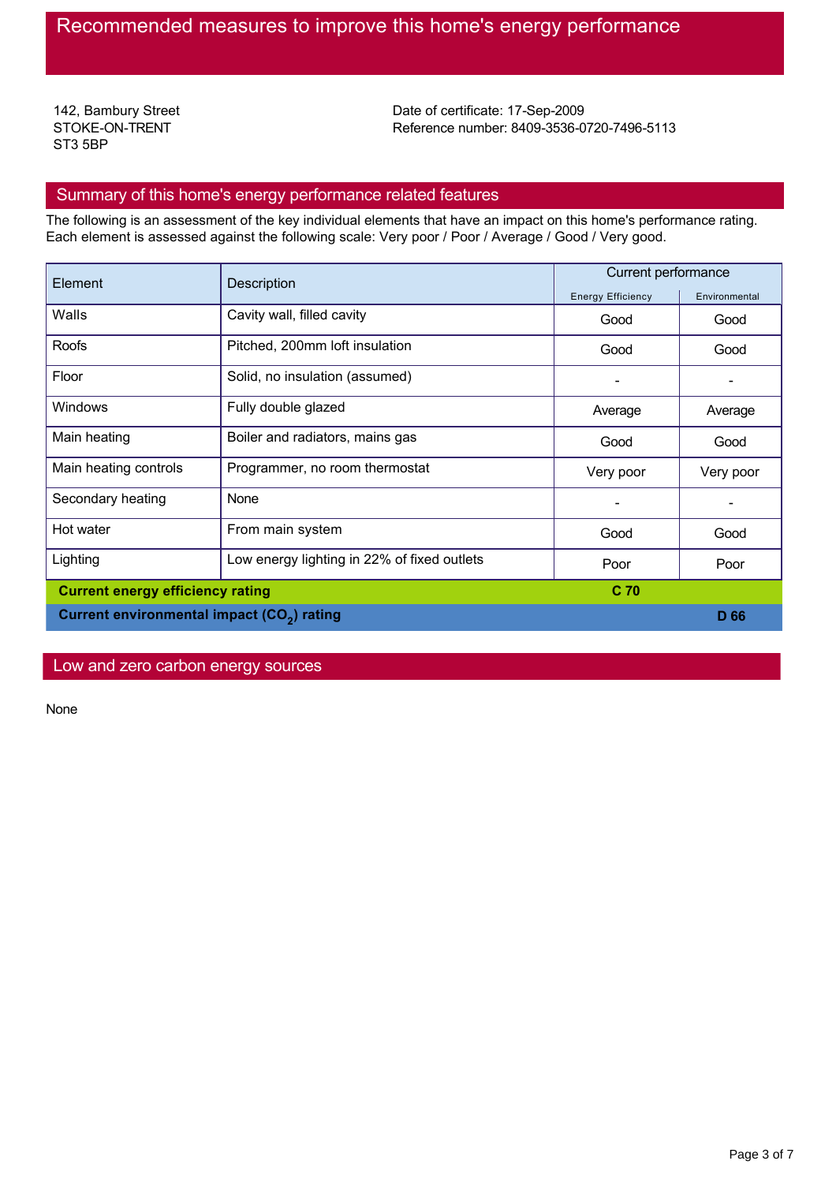# Recommended measures to improve this home's energy performance

142, Bambury Street
STOKE-ON-TRENT
ST3 5BP

Date of certificate: 17-Sep-2009
Reference number: 8409-3536-0720-7496-5113

## Summary of this home's energy performance related features

The following is an assessment of the key individual elements that have an impact on this home's performance rating. Each element is assessed against the following scale: Very poor / Poor / Average / Good / Very good.

| Element | Description | Current performance | |
|---|---|---|---|
| | | Energy Efficiency | Environmental |
| Walls | Cavity wall, filled cavity | Good | Good |
| Roofs | Pitched, 200mm loft insulation | Good | Good |
| Floor | Solid, no insulation (assumed) | - | - |
| Windows | Fully double glazed | Average | Average |
| Main heating | Boiler and radiators, mains gas | Good | Good |
| Main heating controls | Programmer, no room thermostat | Very poor | Very poor |
| Secondary heating | None | - | - |
| Hot water | From main system | Good | Good |
| Lighting | Low energy lighting in 22% of fixed outlets | Poor | Poor |
| **Current energy efficiency rating** | | **C 70** | |
| **Current environmental impact ($CO_2$) rating** | | | **D 66** |

## Low and zero carbon energy sources

None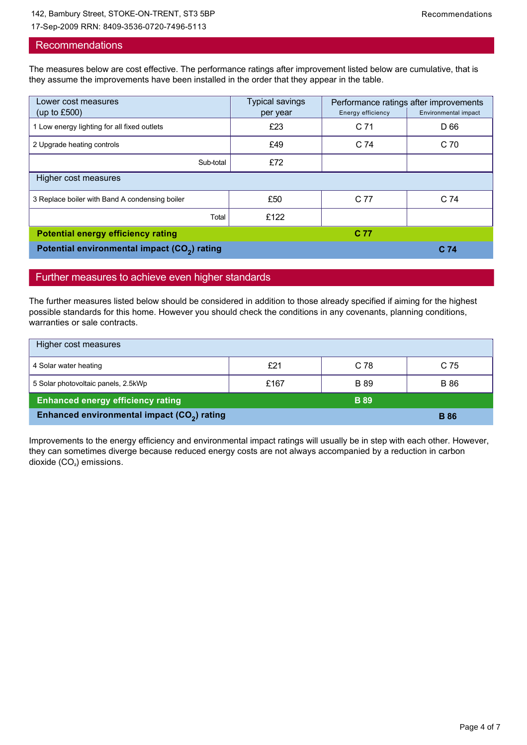## Recommendations

The measures below are cost effective. The performance ratings after improvement listed below are cumulative, that is they assume the improvements have been installed in the order that they appear in the table.

| Lower cost measures (up to £500) | Typical savings per year | Performance ratings after improvements | |
|---|---|---|---|
| | | Energy efficiency | Environmental impact |
| 1 Low energy lighting for all fixed outlets | £23 | C 71 | D 66 |
| 2 Upgrade heating controls | £49 | C 74 | C 70 |
| Sub-total | £72 | | |
| **Higher cost measures** | | | |
| 3 Replace boiler with Band A condensing boiler | £50 | C 77 | C 74 |
| Total | £122 | | |
| **Potential energy efficiency rating** | | **C 77** | |
| **Potential environmental impact ($CO_2$) rating** | | | **C 74** |

## Further measures to achieve even higher standards

The further measures listed below should be considered in addition to those already specified if aiming for the highest possible standards for this home. However you should check the conditions in any covenants, planning conditions, warranties or sale contracts.

| Higher cost measures | | | |
|---|---|---|---|
| 4 Solar water heating | £21 | C 78 | C 75 |
| 5 Solar photovoltaic panels, 2.5kWp | £167 | B 89 | B 86 |
| **Enhanced energy efficiency rating** | | **B 89** | |
| **Enhanced environmental impact ($CO_2$) rating** | | | **B 86** |

Improvements to the energy efficiency and environmental impact ratings will usually be in step with each other. However, they can sometimes diverge because reduced energy costs are not always accompanied by a reduction in carbon dioxide ($CO_2$) emissions.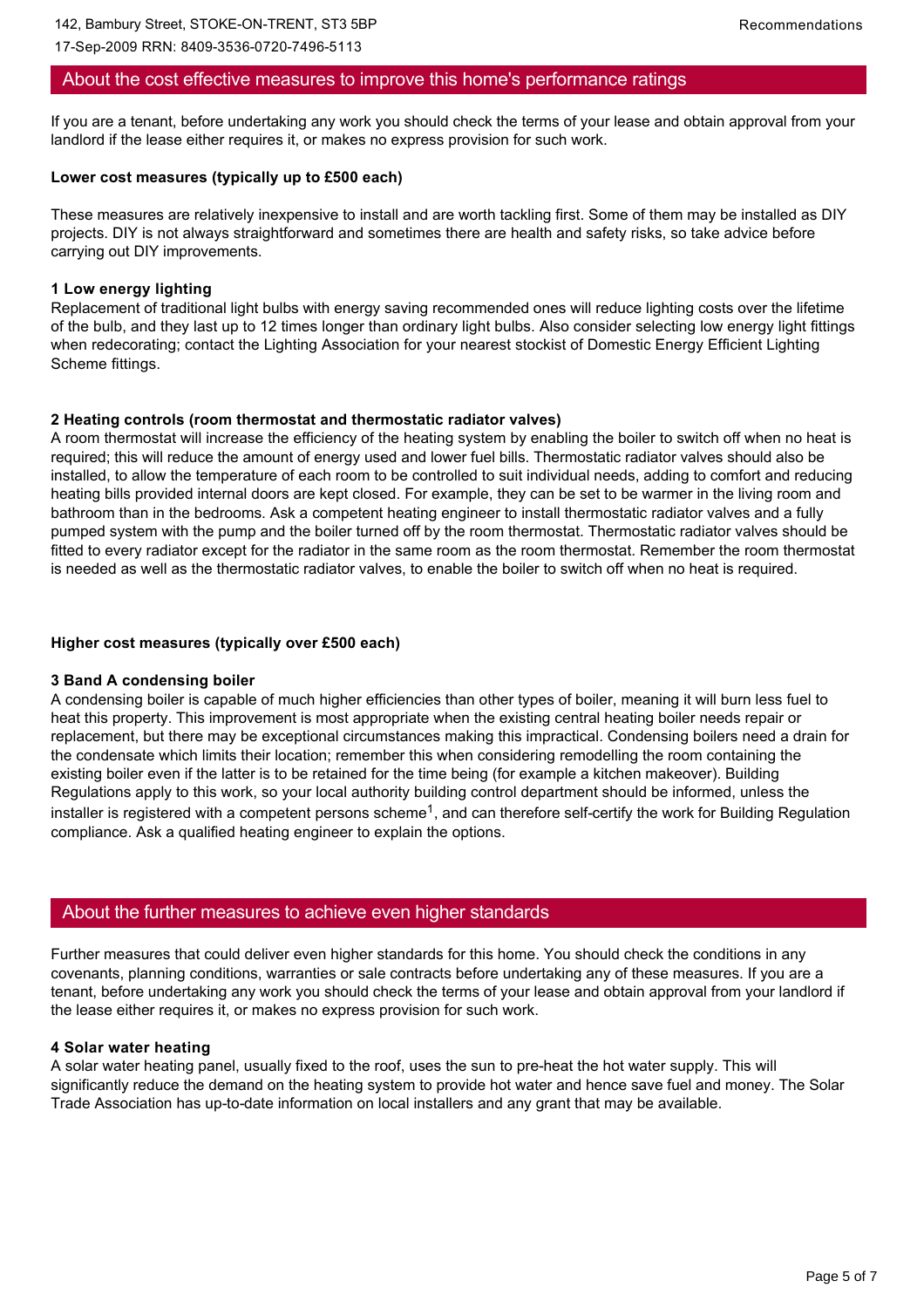## About the cost effective measures to improve this home's performance ratings

If you are a tenant, before undertaking any work you should check the terms of your lease and obtain approval from your landlord if the lease either requires it, or makes no express provision for such work.

**Lower cost measures (typically up to £500 each)**

These measures are relatively inexpensive to install and are worth tackling first. Some of them may be installed as DIY projects. DIY is not always straightforward and sometimes there are health and safety risks, so take advice before carrying out DIY improvements.

**1 Low energy lighting**

Replacement of traditional light bulbs with energy saving recommended ones will reduce lighting costs over the lifetime of the bulb, and they last up to 12 times longer than ordinary light bulbs. Also consider selecting low energy light fittings when redecorating; contact the Lighting Association for your nearest stockist of Domestic Energy Efficient Lighting Scheme fittings.

**2 Heating controls (room thermostat and thermostatic radiator valves)**

A room thermostat will increase the efficiency of the heating system by enabling the boiler to switch off when no heat is required; this will reduce the amount of energy used and lower fuel bills. Thermostatic radiator valves should also be installed, to allow the temperature of each room to be controlled to suit individual needs, adding to comfort and reducing heating bills provided internal doors are kept closed. For example, they can be set to be warmer in the living room and bathroom than in the bedrooms. Ask a competent heating engineer to install thermostatic radiator valves and a fully pumped system with the pump and the boiler turned off by the room thermostat. Thermostatic radiator valves should be fitted to every radiator except for the radiator in the same room as the room thermostat. Remember the room thermostat is needed as well as the thermostatic radiator valves, to enable the boiler to switch off when no heat is required.

**Higher cost measures (typically over £500 each)**

**3 Band A condensing boiler**

A condensing boiler is capable of much higher efficiencies than other types of boiler, meaning it will burn less fuel to heat this property. This improvement is most appropriate when the existing central heating boiler needs repair or replacement, but there may be exceptional circumstances making this impractical. Condensing boilers need a drain for the condensate which limits their location; remember this when considering remodelling the room containing the existing boiler even if the latter is to be retained for the time being (for example a kitchen makeover). Building Regulations apply to this work, so your local authority building control department should be informed, unless the installer is registered with a competent persons scheme[1], and can therefore self-certify the work for Building Regulation compliance. Ask a qualified heating engineer to explain the options.

## About the further measures to achieve even higher standards

Further measures that could deliver even higher standards for this home. You should check the conditions in any covenants, planning conditions, warranties or sale contracts before undertaking any of these measures. If you are a tenant, before undertaking any work you should check the terms of your lease and obtain approval from your landlord if the lease either requires it, or makes no express provision for such work.

**4 Solar water heating**

A solar water heating panel, usually fixed to the roof, uses the sun to pre-heat the hot water supply. This will significantly reduce the demand on the heating system to provide hot water and hence save fuel and money. The Solar Trade Association has up-to-date information on local installers and any grant that may be available.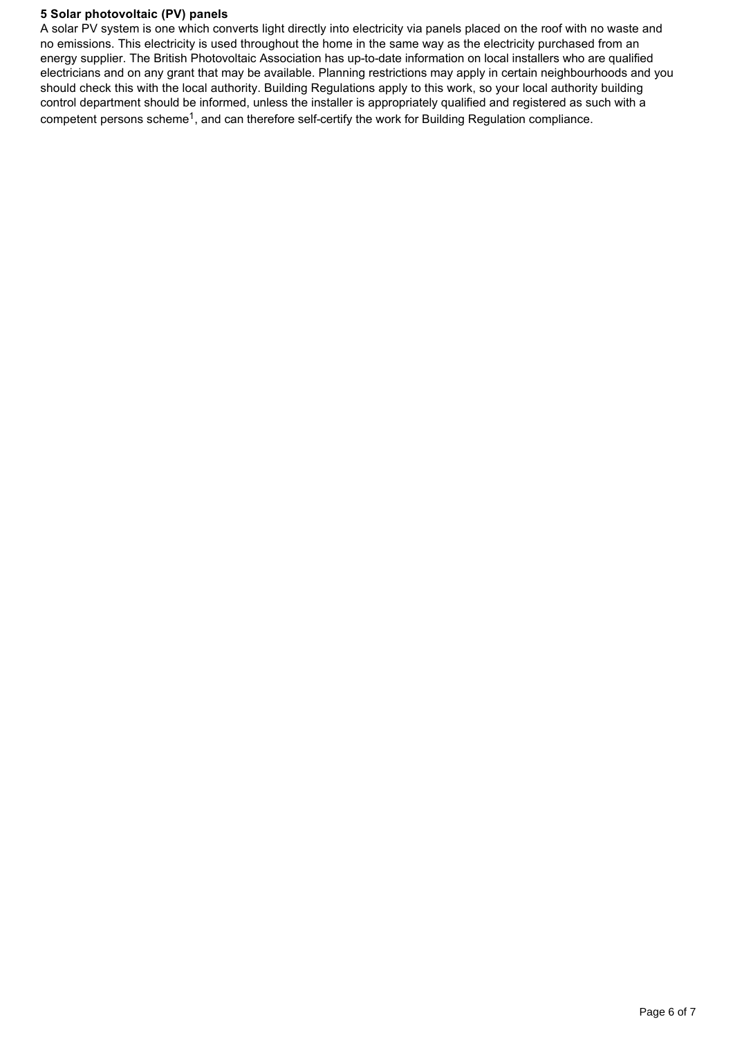**5 Solar photovoltaic (PV) panels**

A solar PV system is one which converts light directly into electricity via panels placed on the roof with no waste and no emissions. This electricity is used throughout the home in the same way as the electricity purchased from an energy supplier. The British Photovoltaic Association has up-to-date information on local installers who are qualified electricians and on any grant that may be available. Planning restrictions may apply in certain neighbourhoods and you should check this with the local authority. Building Regulations apply to this work, so your local authority building control department should be informed, unless the installer is appropriately qualified and registered as such with a competent persons scheme[1], and can therefore self-certify the work for Building Regulation compliance.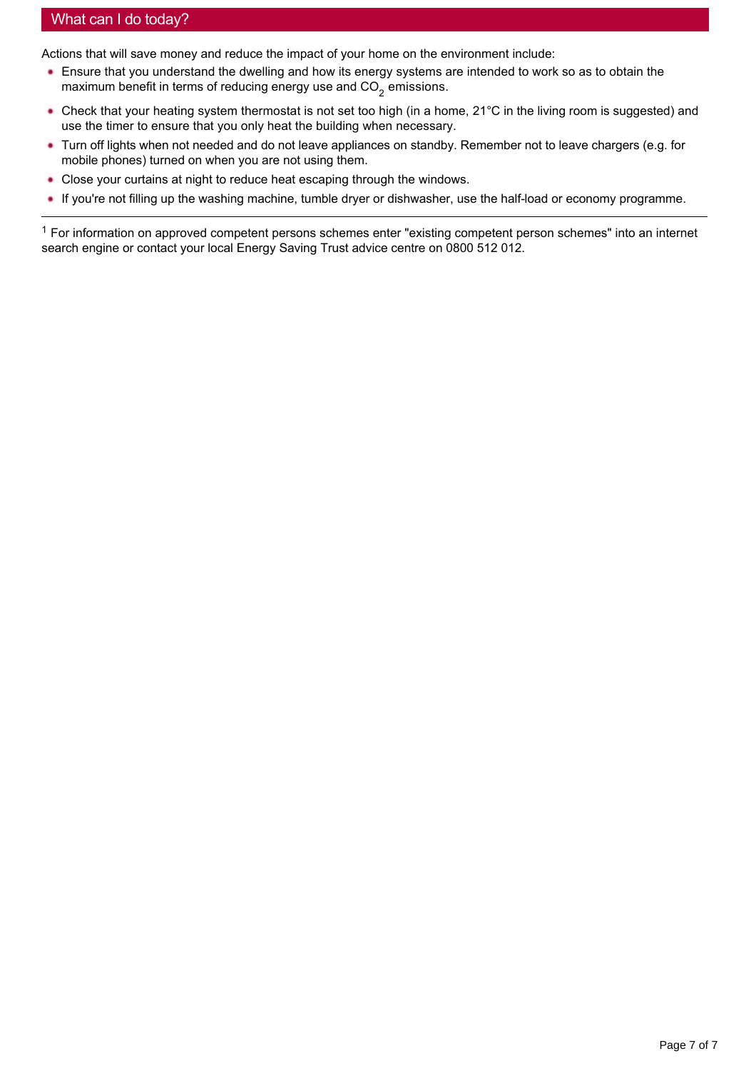## What can I do today?

Actions that will save money and reduce the impact of your home on the environment include:

- Ensure that you understand the dwelling and how its energy systems are intended to work so as to obtain the maximum benefit in terms of reducing energy use and $CO_2$ emissions.
- Check that your heating system thermostat is not set too high (in a home, 21°C in the living room is suggested) and use the timer to ensure that you only heat the building when necessary.
- Turn off lights when not needed and do not leave appliances on standby. Remember not to leave chargers (e.g. for mobile phones) turned on when you are not using them.
- Close your curtains at night to reduce heat escaping through the windows.
- If you're not filling up the washing machine, tumble dryer or dishwasher, use the half-load or economy programme.

---

[1] For information on approved competent persons schemes enter "existing competent person schemes" into an internet search engine or contact your local Energy Saving Trust advice centre on 0800 512 012.